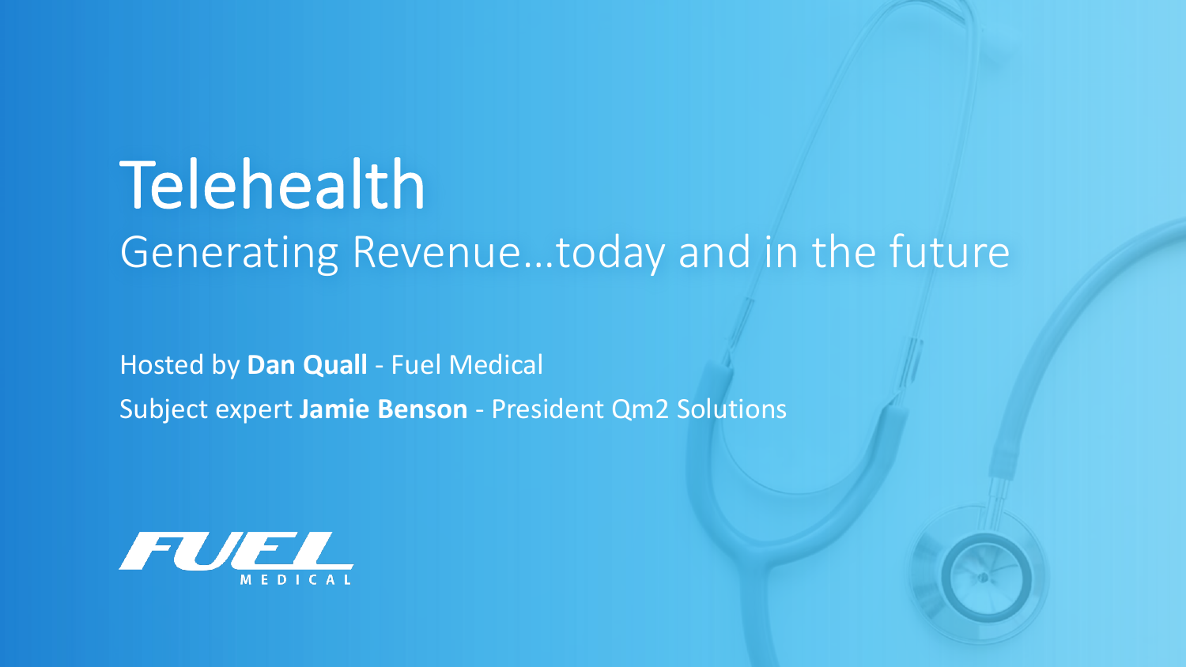# Telehealth

## Generating Revenue…today and in the future

Hosted by **Dan Quall** - Fuel Medical

Subject expert **Jamie Benson** - President Qm2 Solutions

FUEL MEDICAL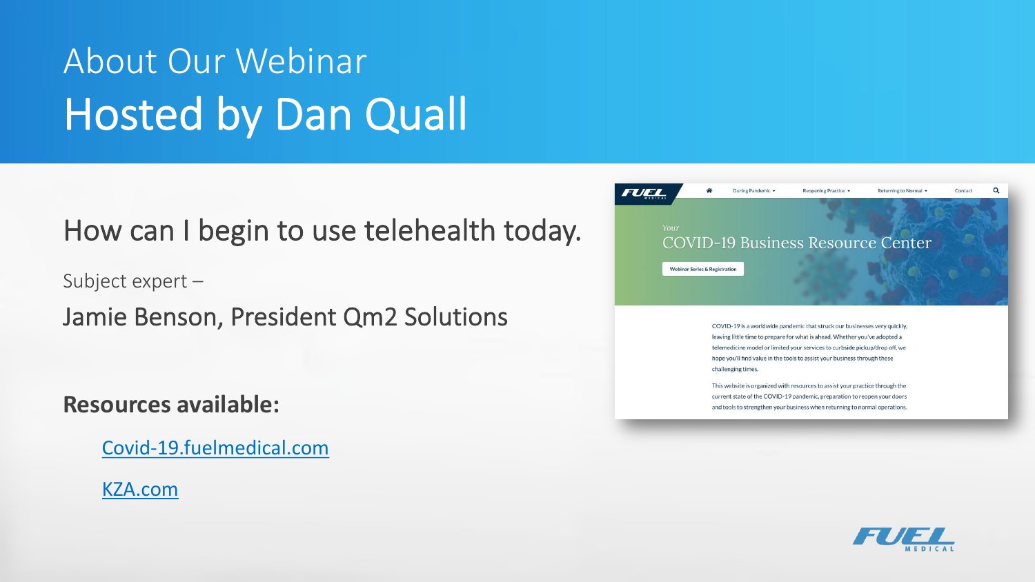# About Our Webinar

## Hosted by Dan Quall

How can I begin to use telehealth today.

Subject expert –

Jamie Benson, President Qm2 Solutions

**Resources available:**

- Covid-19.fuelmedical.com
- KZA.com

Your

COVID-19 Business Resource Center

Webinar Series & Registration

COVID-19 is a worldwide pandemic that struck our businesses very quickly, leaving little time to prepare for what is ahead. Whether you've adopted a telemedicine model or limited your services to curbside pickup/drop off, we hope you'll find value in the tools to assist your business through these challenging times.

This website is organized with resources to assist your practice through the current state of the COVID-19 pandemic, preparation to reopen your doors and tools to strengthen your business when returning to normal operations.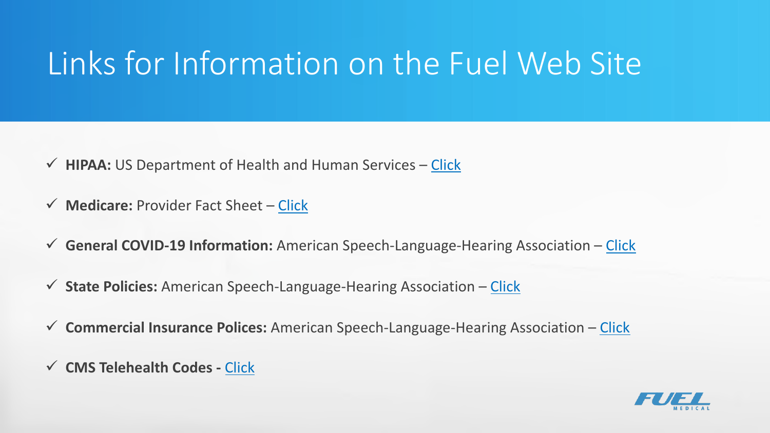# Links for Information on the Fuel Web Site

- ✓ **HIPAA:** US Department of Health and Human Services – Click
- ✓ **Medicare:** Provider Fact Sheet – Click
- ✓ **General COVID-19 Information:** American Speech-Language-Hearing Association – Click
- ✓ **State Policies:** American Speech-Language-Hearing Association – Click
- ✓ **Commercial Insurance Polices:** American Speech-Language-Hearing Association – Click
- ✓ **CMS Telehealth Codes -** Click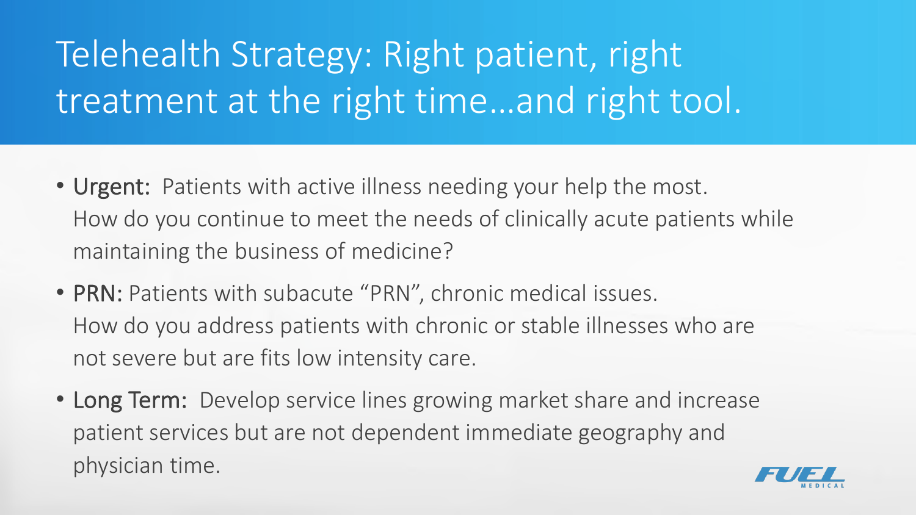# Telehealth Strategy: Right patient, right treatment at the right time…and right tool.

- **Urgent:** Patients with active illness needing your help the most. How do you continue to meet the needs of clinically acute patients while maintaining the business of medicine?
- **PRN:** Patients with subacute "PRN", chronic medical issues. How do you address patients with chronic or stable illnesses who are not severe but are fits low intensity care.
- **Long Term:** Develop service lines growing market share and increase patient services but are not dependent immediate geography and physician time.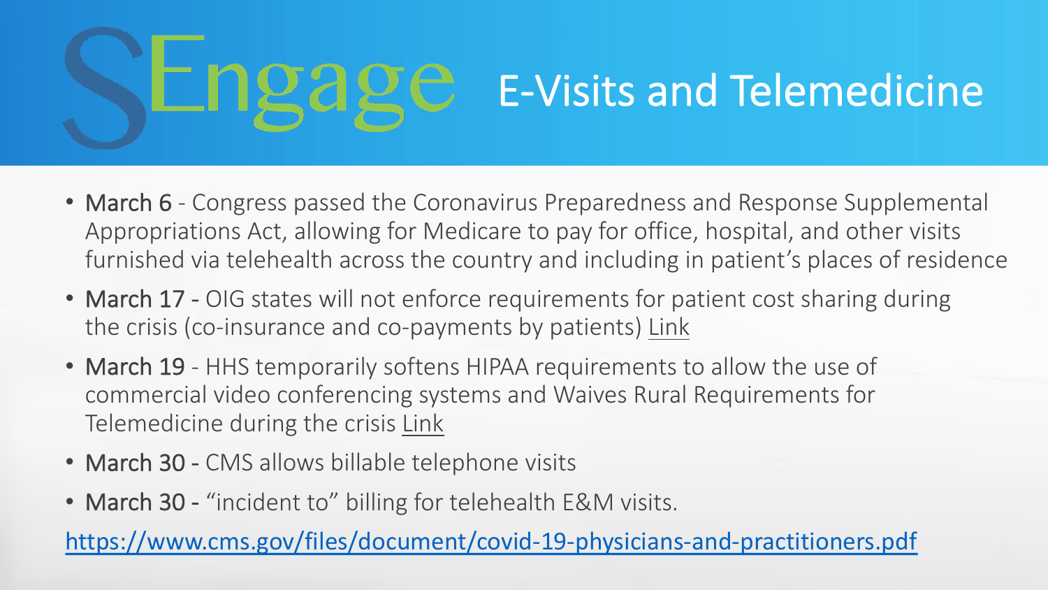# SEngage E-Visits and Telemedicine

- **March 6** - Congress passed the Coronavirus Preparedness and Response Supplemental Appropriations Act, allowing for Medicare to pay for office, hospital, and other visits furnished via telehealth across the country and including in patient's places of residence
- **March 17** - OIG states will not enforce requirements for patient cost sharing during the crisis (co-insurance and co-payments by patients) Link
- **March 19** - HHS temporarily softens HIPAA requirements to allow the use of commercial video conferencing systems and Waives Rural Requirements for Telemedicine during the crisis Link
- **March 30** - CMS allows billable telephone visits
- **March 30** - "incident to" billing for telehealth E&M visits.

https://www.cms.gov/files/document/covid-19-physicians-and-practitioners.pdf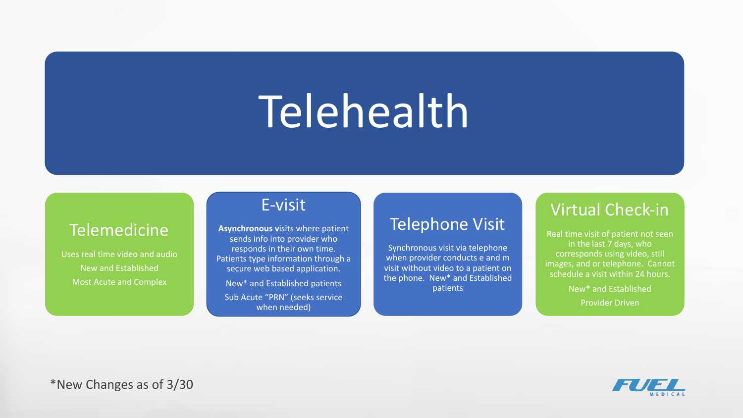# Telehealth

## Telemedicine

Uses real time video and audio

New and Established

Most Acute and Complex

## E-visit

**Asynchronous** visits where patient sends info into provider who responds in their own time. Patients type information through a secure web based application.

New* and Established patients

Sub Acute “PRN” (seeks service when needed)

## Telephone Visit

Synchronous visit via telephone when provider conducts e and m visit without video to a patient on the phone. New* and Established patients

## Virtual Check-in

Real time visit of patient not seen in the last 7 days, who corresponds using video, still images, and or telephone. Cannot schedule a visit within 24 hours.

New* and Established

Provider Driven

*New Changes as of 3/30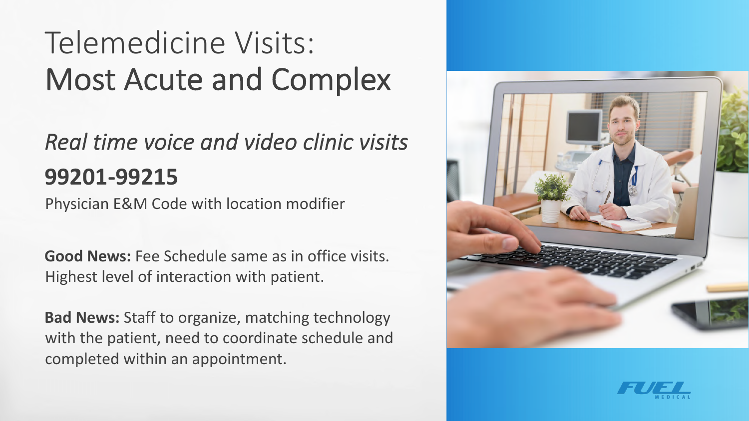# Telemedicine Visits: Most Acute and Complex

*Real time voice and video clinic visits*

**99201-99215**

Physician E&M Code with location modifier

**Good News:** Fee Schedule same as in office visits. Highest level of interaction with patient.

**Bad News:** Staff to organize, matching technology with the patient, need to coordinate schedule and completed within an appointment.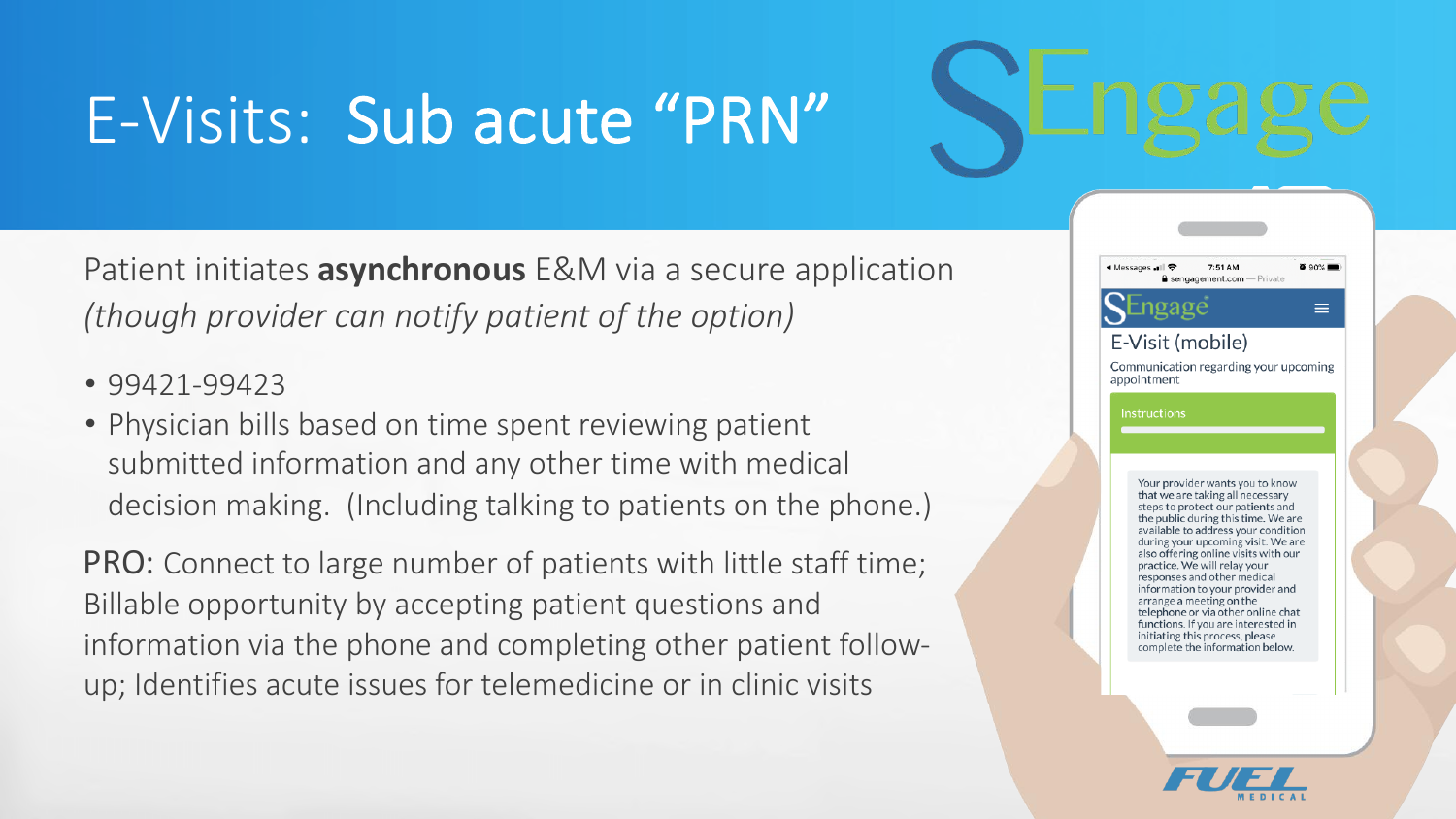# E-Visits: Sub acute "PRN"

Patient initiates **asynchronous** E&M via a secure application *(though provider can notify patient of the option)*

- 99421-99423
- Physician bills based on time spent reviewing patient submitted information and any other time with medical decision making. (Including talking to patients on the phone.)

PRO: Connect to large number of patients with little staff time; Billable opportunity by accepting patient questions and information via the phone and completing other patient follow-up; Identifies acute issues for telemedicine or in clinic visits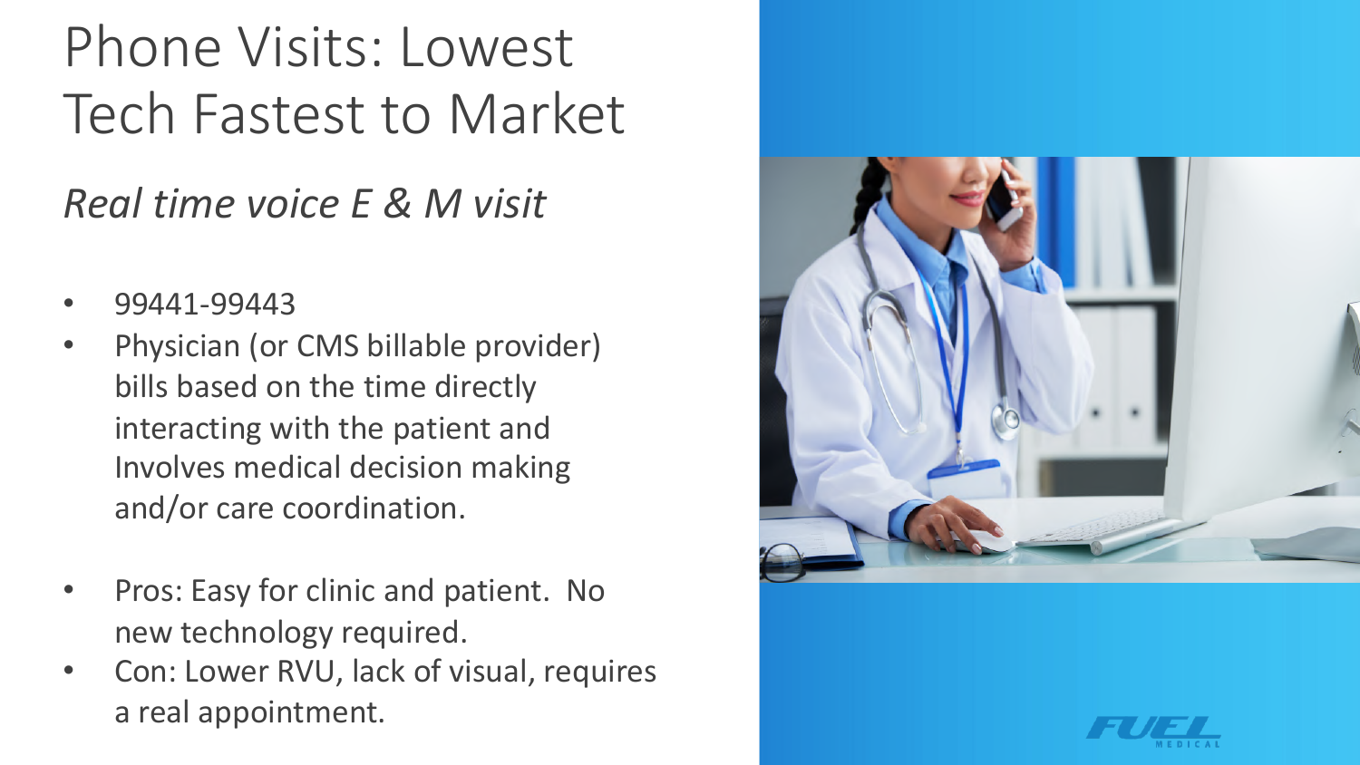# Phone Visits: Lowest Tech Fastest to Market

*Real time voice E & M visit*

- 99441-99443
- Physician (or CMS billable provider) bills based on the time directly interacting with the patient and Involves medical decision making and/or care coordination.

- Pros: Easy for clinic and patient. No new technology required.
- Con: Lower RVU, lack of visual, requires a real appointment.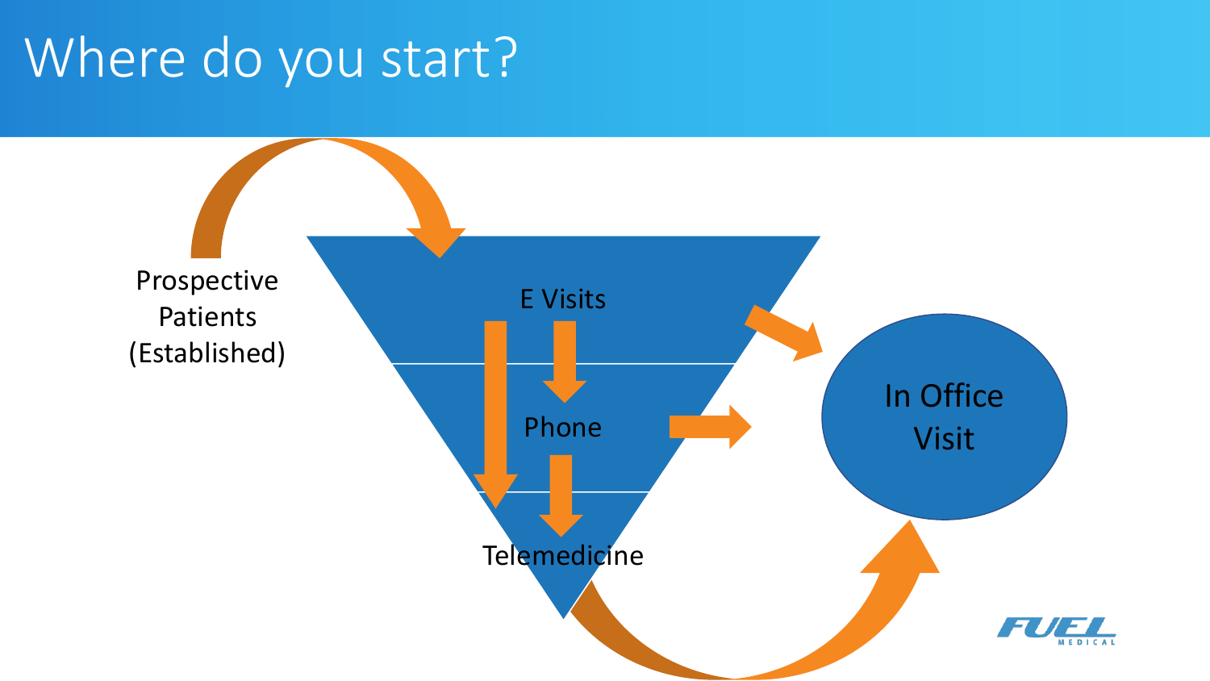# Where do you start?

Prospective Patients (Established)

E Visits

Phone

Telemedicine

In Office Visit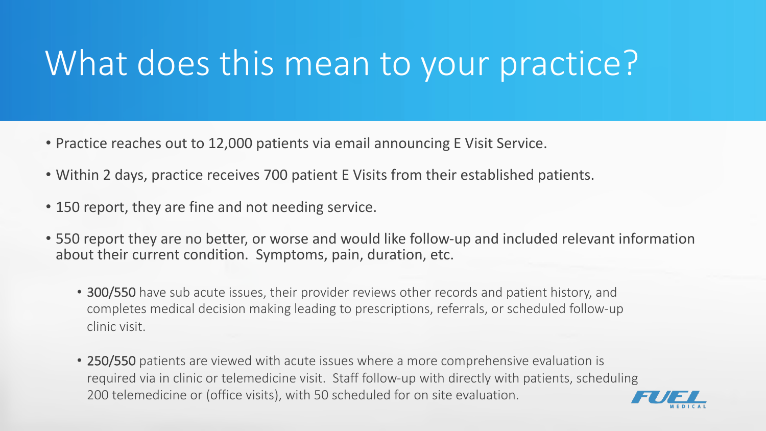# What does this mean to your practice?

- Practice reaches out to 12,000 patients via email announcing E Visit Service.
- Within 2 days, practice receives 700 patient E Visits from their established patients.
- 150 report, they are fine and not needing service.
- 550 report they are no better, or worse and would like follow-up and included relevant information about their current condition. Symptoms, pain, duration, etc.
  - **300/550** have sub acute issues, their provider reviews other records and patient history, and completes medical decision making leading to prescriptions, referrals, or scheduled follow-up clinic visit.
  - **250/550** patients are viewed with acute issues where a more comprehensive evaluation is required via in clinic or telemedicine visit. Staff follow-up with directly with patients, scheduling 200 telemedicine or (office visits), with 50 scheduled for on site evaluation.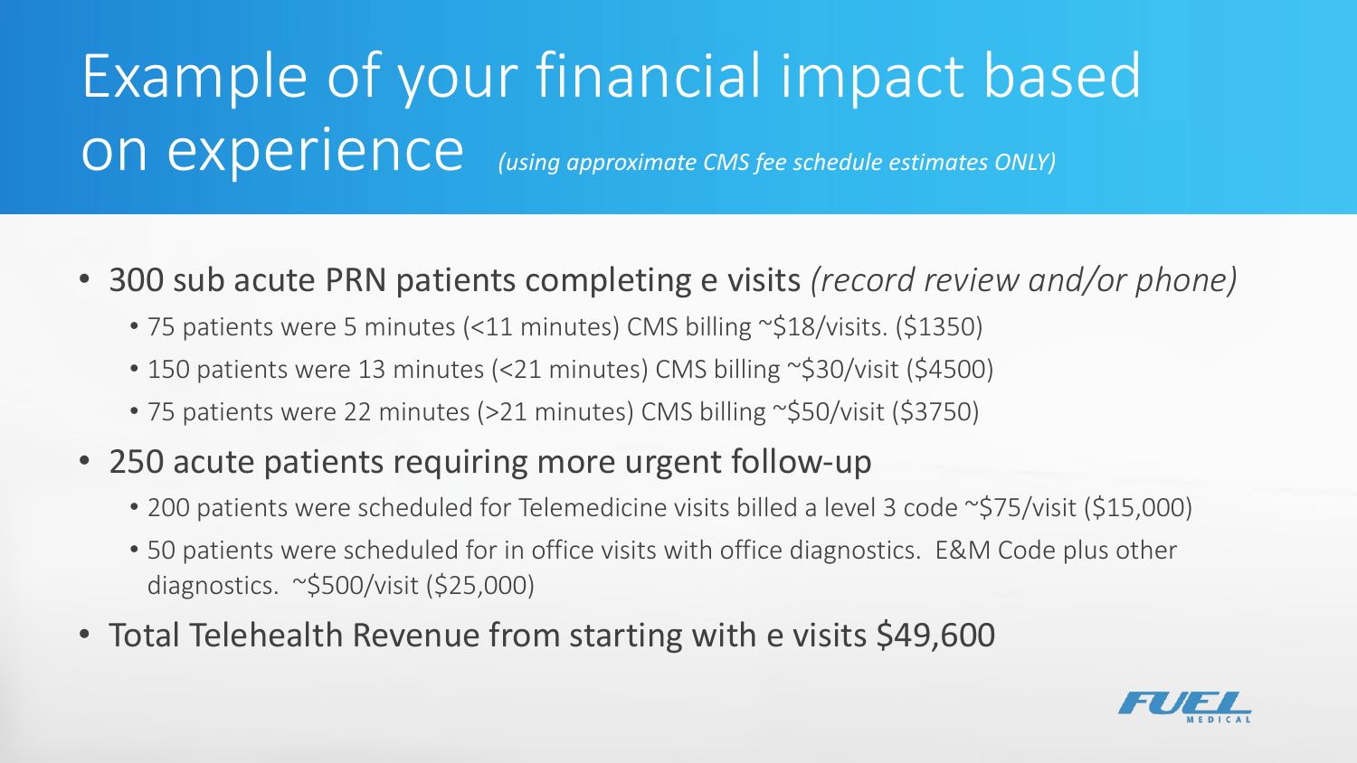# Example of your financial impact based on experience *(using approximate CMS fee schedule estimates ONLY)*

- 300 sub acute PRN patients completing e visits *(record review and/or phone)*
  - 75 patients were 5 minutes (<11 minutes) CMS billing ~$18/visits. ($1350)
  - 150 patients were 13 minutes (<21 minutes) CMS billing ~$30/visit ($4500)
  - 75 patients were 22 minutes (>21 minutes) CMS billing ~$50/visit ($3750)
- 250 acute patients requiring more urgent follow-up
  - 200 patients were scheduled for Telemedicine visits billed a level 3 code ~$75/visit ($15,000)
  - 50 patients were scheduled for in office visits with office diagnostics. E&M Code plus other diagnostics. ~$500/visit ($25,000)
- Total Telehealth Revenue from starting with e visits $49,600

FUEL MEDICAL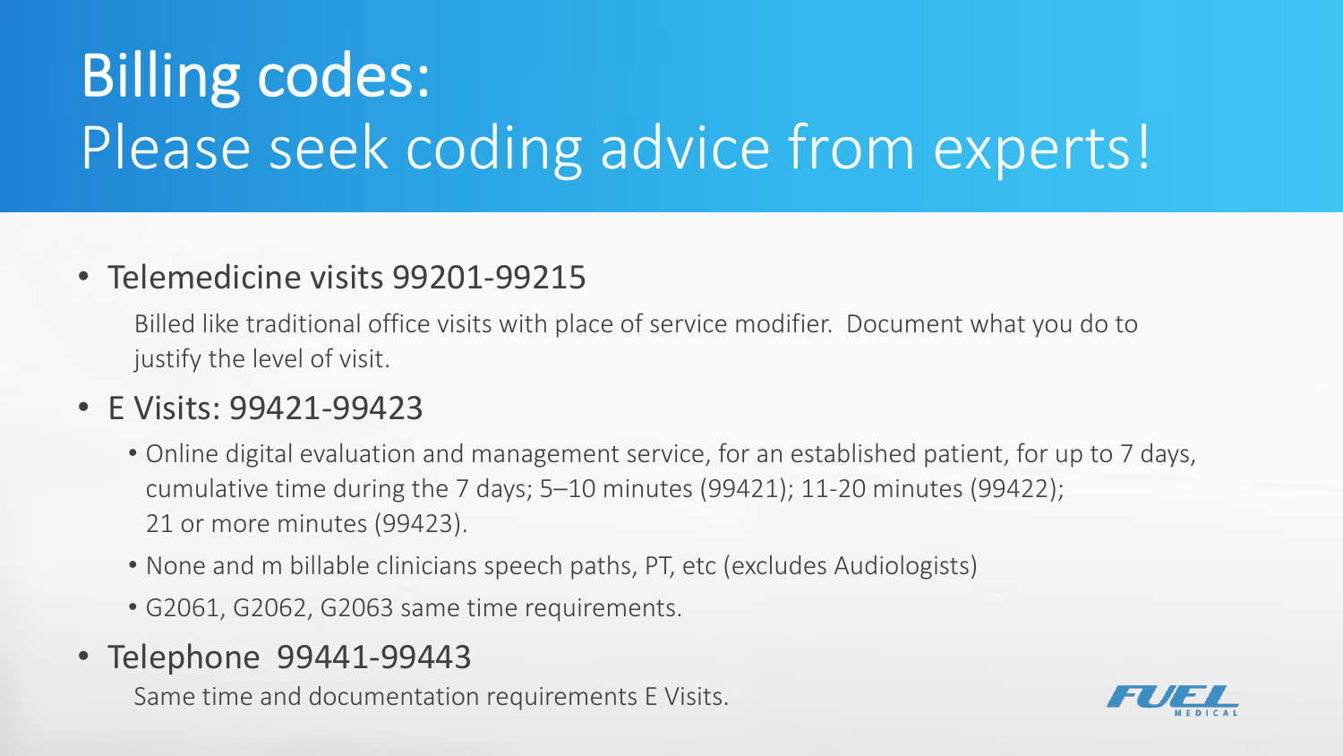# Billing codes:
## Please seek coding advice from experts!

- Telemedicine visits 99201-99215

  Billed like traditional office visits with place of service modifier. Document what you do to justify the level of visit.

- E Visits: 99421-99423
  - Online digital evaluation and management service, for an established patient, for up to 7 days, cumulative time during the 7 days; 5–10 minutes (99421); 11-20 minutes (99422); 21 or more minutes (99423).
  - None and m billable clinicians speech paths, PT, etc (excludes Audiologists)
  - G2061, G2062, G2063 same time requirements.

- Telephone 99441-99443

  Same time and documentation requirements E Visits.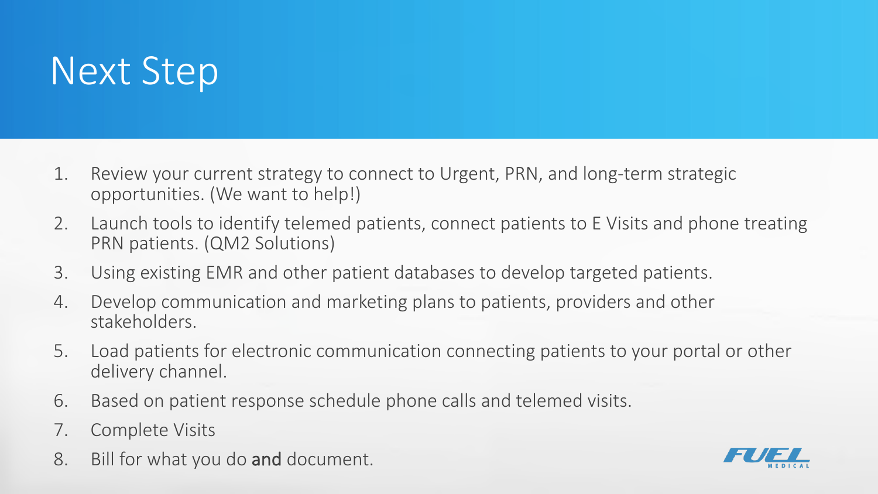# Next Step

1. Review your current strategy to connect to Urgent, PRN, and long-term strategic opportunities. (We want to help!)
2. Launch tools to identify telemed patients, connect patients to E Visits and phone treating PRN patients. (QM2 Solutions)
3. Using existing EMR and other patient databases to develop targeted patients.
4. Develop communication and marketing plans to patients, providers and other stakeholders.
5. Load patients for electronic communication connecting patients to your portal or other delivery channel.
6. Based on patient response schedule phone calls and telemed visits.
7. Complete Visits
8. Bill for what you do **and** document.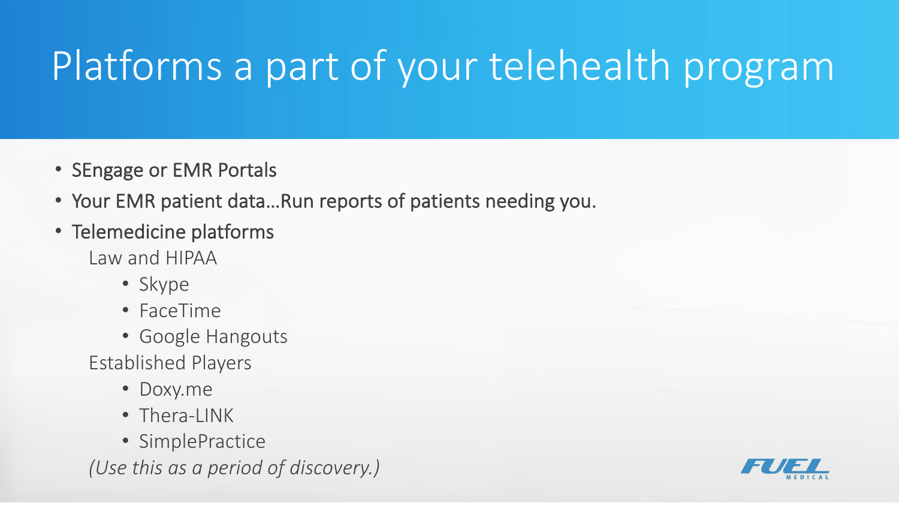# Platforms a part of your telehealth program

- SEngage or EMR Portals
- Your EMR patient data…Run reports of patients needing you.
- Telemedicine platforms

  Law and HIPAA

    - Skype
    - FaceTime
    - Google Hangouts

  Established Players

    - Doxy.me
    - Thera-LINK
    - SimplePractice

  *(Use this as a period of discovery.)*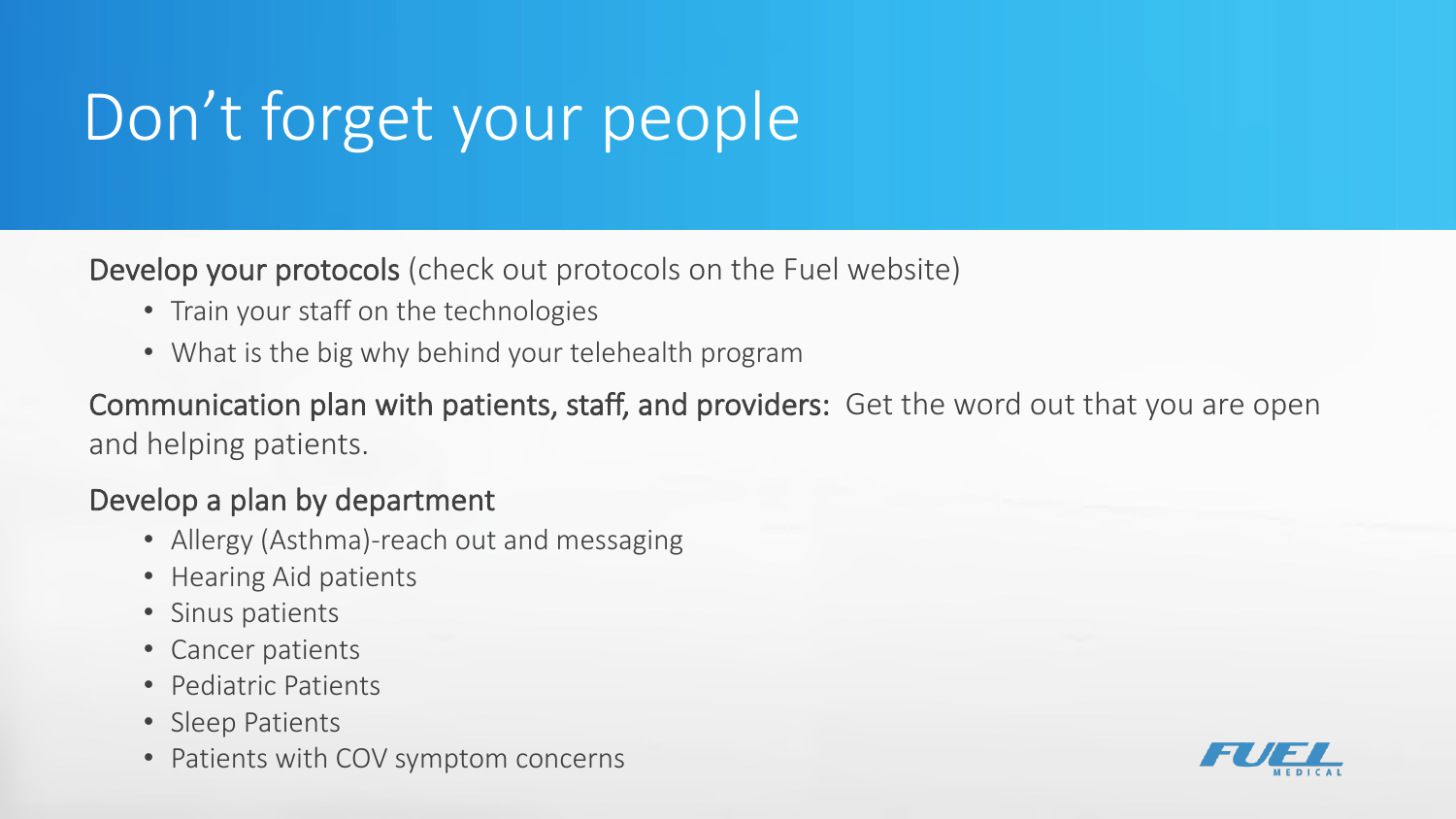# Don't forget your people

**Develop your protocols** (check out protocols on the Fuel website)

- Train your staff on the technologies
- What is the big why behind your telehealth program

**Communication plan with patients, staff, and providers:** Get the word out that you are open and helping patients.

**Develop a plan by department**

- Allergy (Asthma)-reach out and messaging
- Hearing Aid patients
- Sinus patients
- Cancer patients
- Pediatric Patients
- Sleep Patients
- Patients with COV symptom concerns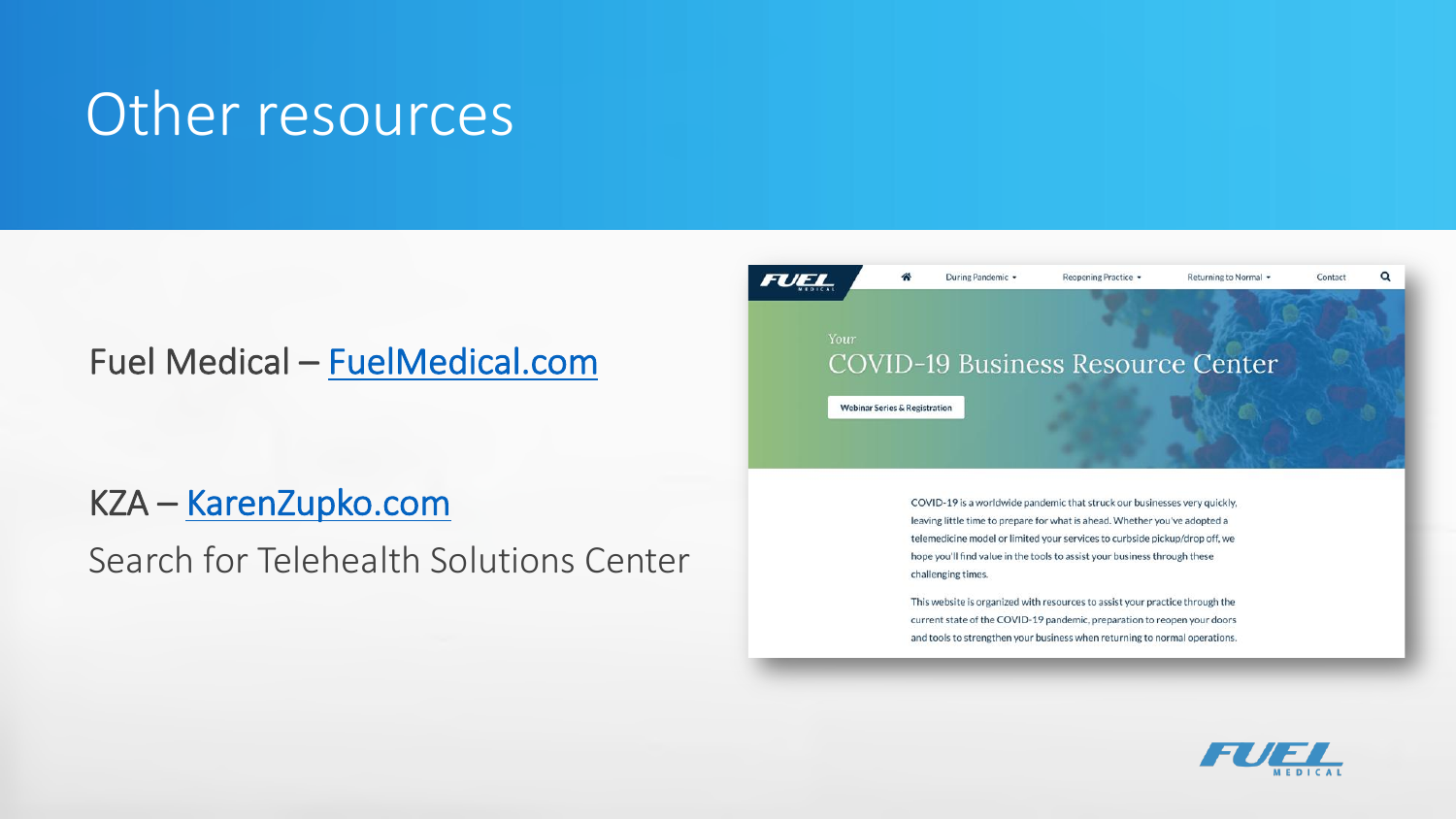# Other resources

Fuel Medical – [FuelMedical.com](FuelMedical.com)

KZA – [KarenZupko.com](KarenZupko.com)

Search for Telehealth Solutions Center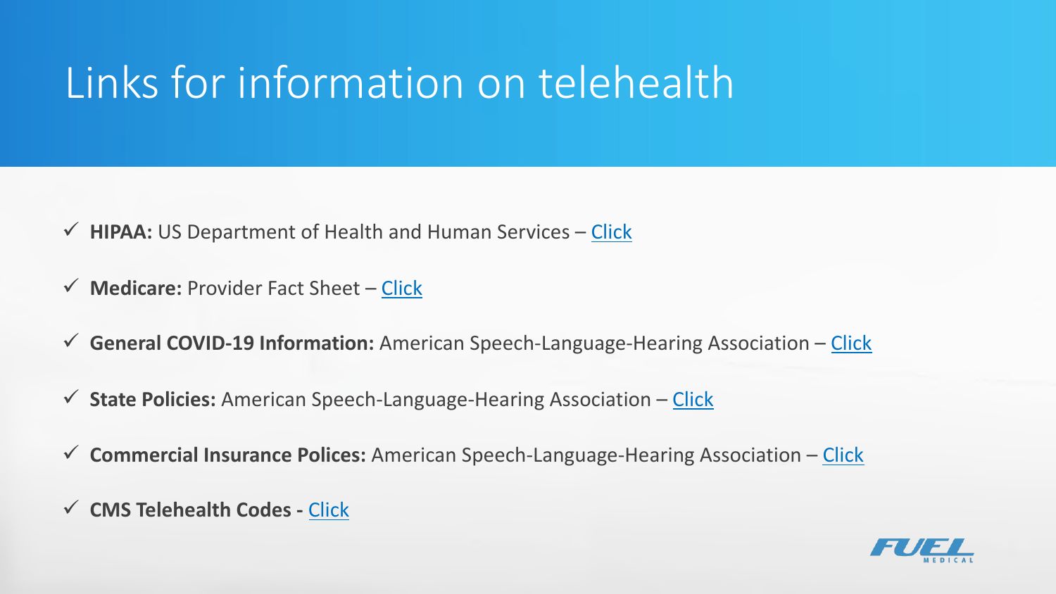# Links for information on telehealth

- ✓ **HIPAA:** US Department of Health and Human Services – Click
- ✓ **Medicare:** Provider Fact Sheet – Click
- ✓ **General COVID-19 Information:** American Speech-Language-Hearing Association – Click
- ✓ **State Policies:** American Speech-Language-Hearing Association – Click
- ✓ **Commercial Insurance Polices:** American Speech-Language-Hearing Association – Click
- ✓ **CMS Telehealth Codes -** Click

FUEL MEDICAL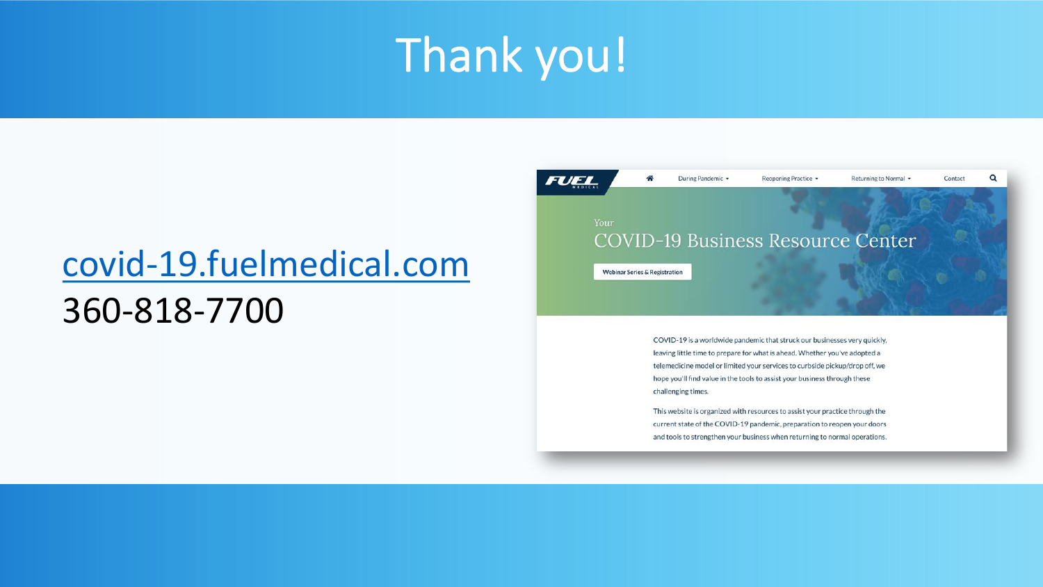# Thank you!

covid-19.fuelmedical.com

360-818-7700

FUEL MEDICAL

During Pandemic ▾ Reopening Practice ▾ Returning to Normal ▾ Contact

Your

COVID-19 Business Resource Center

Webinar Series & Registration

COVID-19 is a worldwide pandemic that struck our businesses very quickly, leaving little time to prepare for what is ahead. Whether you've adopted a telemedicine model or limited your services to curbside pickup/drop off, we hope you'll find value in the tools to assist your business through these challenging times.

This website is organized with resources to assist your practice through the current state of the COVID-19 pandemic, preparation to reopen your doors and tools to strengthen your business when returning to normal operations.